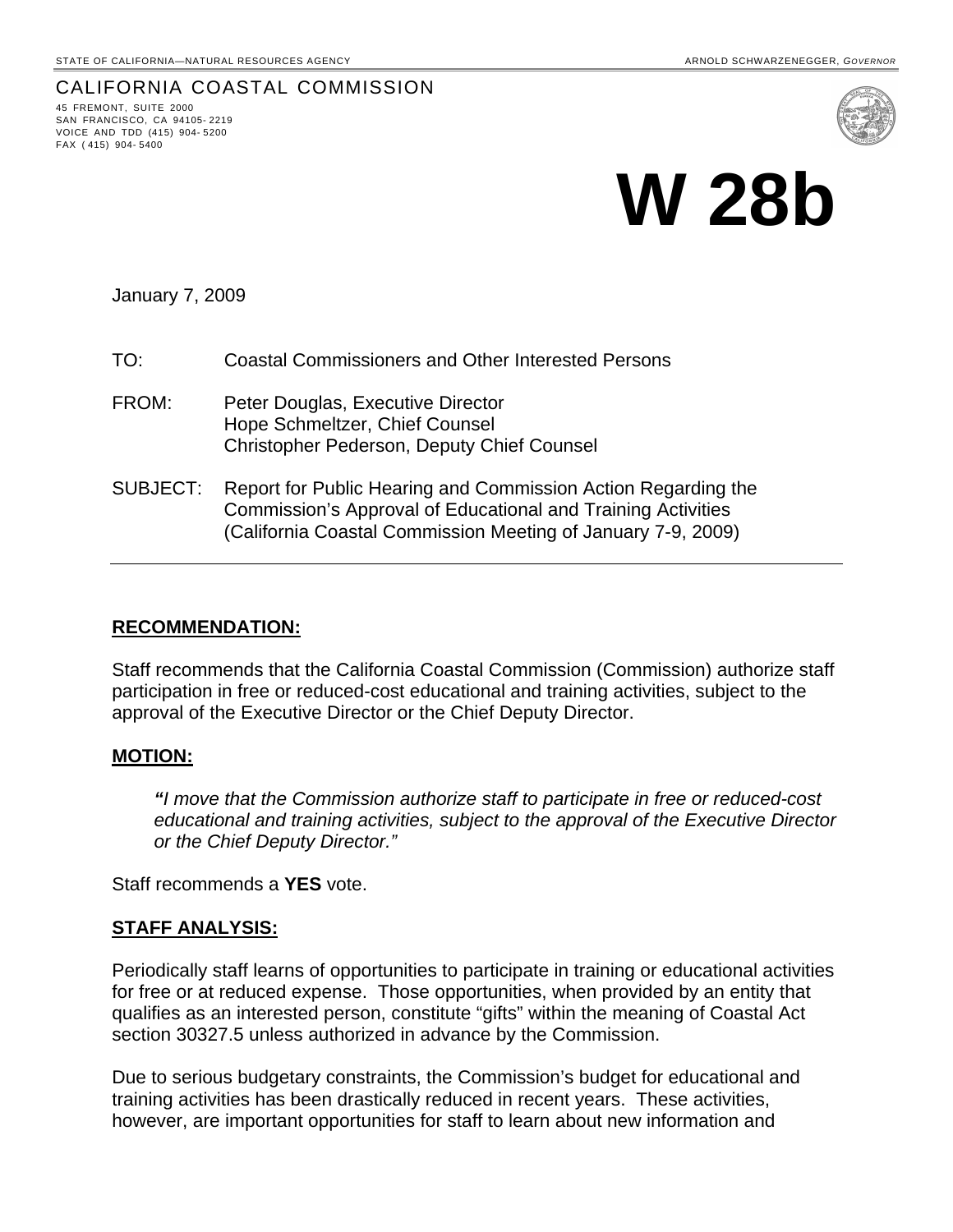STATE OF CALIFORNIA—NATURAL RESOURCES AGENCY ARNOLD SCHWARZENEGGER, *GOVERNOR*

CALIFORNIA COASTAL COMMISSION
45 FREMONT, SUITE 2000
SAN FRANCISCO, CA 94105-2219
VOICE AND TDD (415) 904-5200
FAX (415) 904-5400

# W 28b

January 7, 2009

TO: Coastal Commissioners and Other Interested Persons

FROM: Peter Douglas, Executive Director
Hope Schmeltzer, Chief Counsel
Christopher Pederson, Deputy Chief Counsel

SUBJECT: Report for Public Hearing and Commission Action Regarding the Commission's Approval of Educational and Training Activities (California Coastal Commission Meeting of January 7-9, 2009)

---

## RECOMMENDATION:

Staff recommends that the California Coastal Commission (Commission) authorize staff participation in free or reduced-cost educational and training activities, subject to the approval of the Executive Director or the Chief Deputy Director.

## MOTION:

> ***"****I move that the Commission authorize staff to participate in free or reduced-cost educational and training activities, subject to the approval of the Executive Director or the Chief Deputy Director."*

Staff recommends a **YES** vote.

## STAFF ANALYSIS:

Periodically staff learns of opportunities to participate in training or educational activities for free or at reduced expense. Those opportunities, when provided by an entity that qualifies as an interested person, constitute "gifts" within the meaning of Coastal Act section 30327.5 unless authorized in advance by the Commission.

Due to serious budgetary constraints, the Commission's budget for educational and training activities has been drastically reduced in recent years. These activities, however, are important opportunities for staff to learn about new information and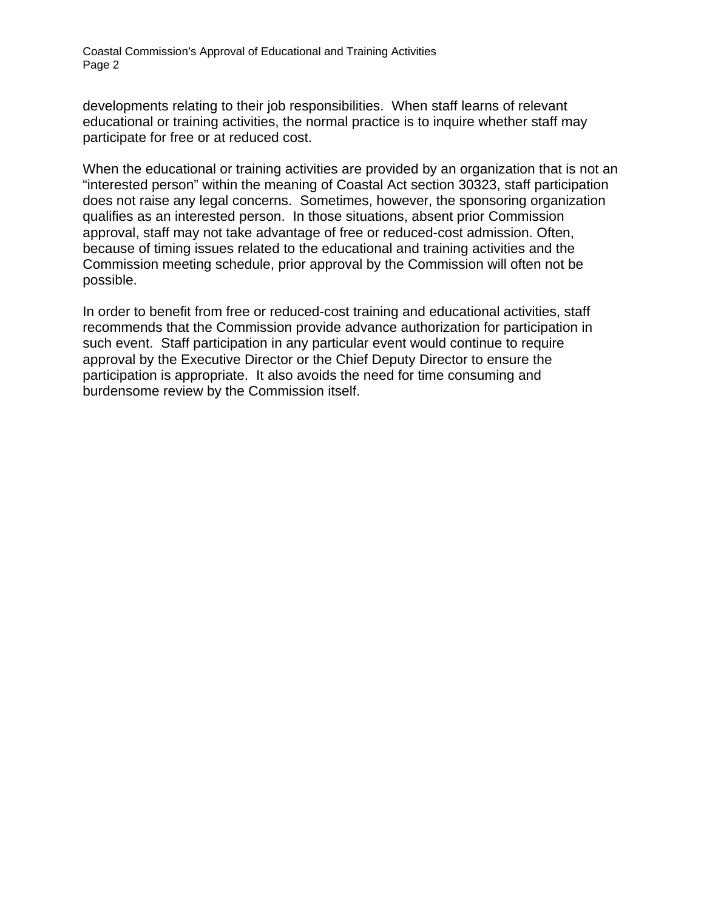developments relating to their job responsibilities. When staff learns of relevant educational or training activities, the normal practice is to inquire whether staff may participate for free or at reduced cost.

When the educational or training activities are provided by an organization that is not an “interested person” within the meaning of Coastal Act section 30323, staff participation does not raise any legal concerns. Sometimes, however, the sponsoring organization qualifies as an interested person. In those situations, absent prior Commission approval, staff may not take advantage of free or reduced-cost admission. Often, because of timing issues related to the educational and training activities and the Commission meeting schedule, prior approval by the Commission will often not be possible.

In order to benefit from free or reduced-cost training and educational activities, staff recommends that the Commission provide advance authorization for participation in such event. Staff participation in any particular event would continue to require approval by the Executive Director or the Chief Deputy Director to ensure the participation is appropriate. It also avoids the need for time consuming and burdensome review by the Commission itself.